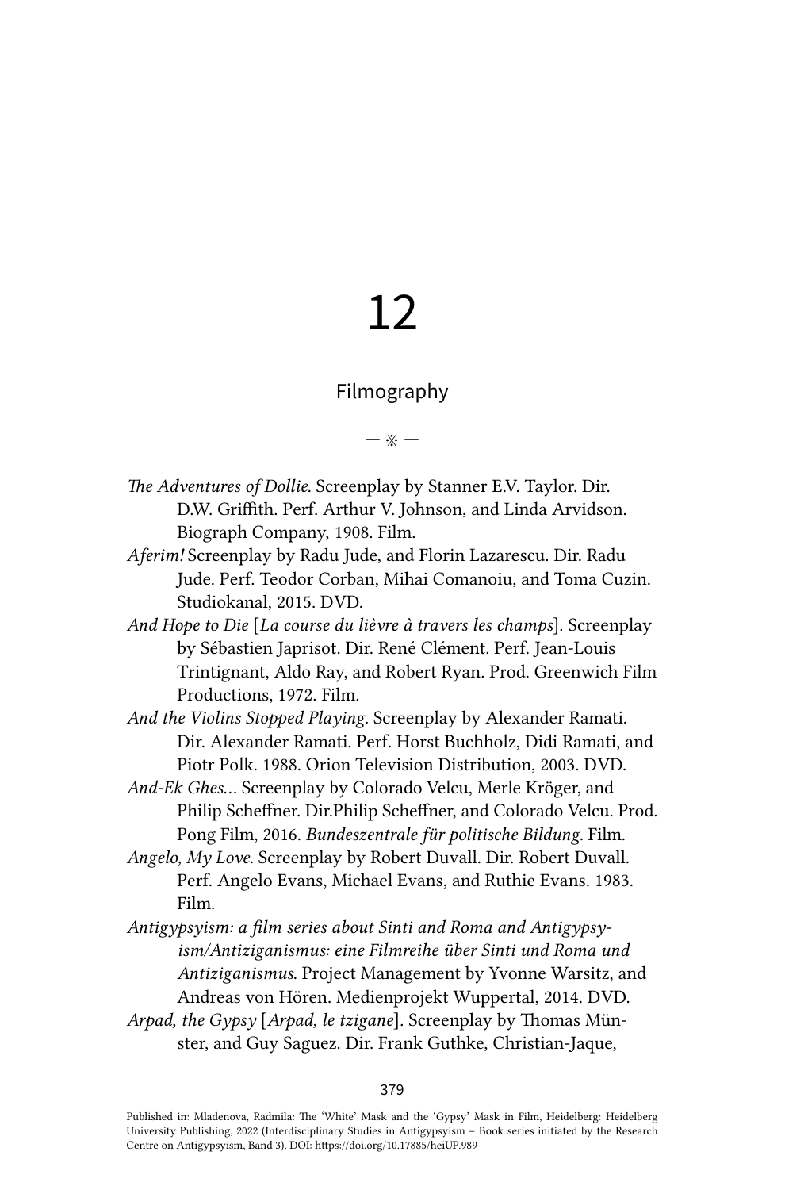# 12

## Filmography

— ※ —

*The Adventures of Dollie.* Screenplay by Stanner E.V. Taylor. Dir. D.W. Griffith. Perf. Arthur V. Johnson, and Linda Arvidson. Biograph Company, 1908. Film.

*Aferim!* Screenplay by Radu Jude, and Florin Lazarescu. Dir. Radu Jude. Perf. Teodor Corban, Mihai Comanoiu, and Toma Cuzin. Studiokanal, 2015. DVD.

*And Hope to Die* [*La course du lièvre à travers les champs*]. Screenplay by Sébastien Japrisot. Dir. René Clément. Perf. Jean-Louis Trintignant, Aldo Ray, and Robert Ryan. Prod. Greenwich Film Productions, 1972. Film.

*And the Violins Stopped Playing.* Screenplay by Alexander Ramati. Dir. Alexander Ramati. Perf. Horst Buchholz, Didi Ramati, and Piotr Polk. 1988. Orion Television Distribution, 2003. DVD.

*And-Ek Ghes…* Screenplay by Colorado Velcu, Merle Kröger, and Philip Scheffner. Dir.Philip Scheffner, and Colorado Velcu. Prod. Pong Film, 2016. *Bundeszentrale für politische Bildung.* Film.

*Angelo, My Love.* Screenplay by Robert Duvall. Dir. Robert Duvall. Perf. Angelo Evans, Michael Evans, and Ruthie Evans. 1983. Film.

*Antigypsyism: a film series about Sinti and Roma and Antigypsyism/Antiziganismus: eine Filmreihe über Sinti und Roma und Antiziganismus.* Project Management by Yvonne Warsitz, and Andreas von Hören. Medienprojekt Wuppertal, 2014. DVD.

*Arpad, the Gypsy* [*Arpad, le tzigane*]. Screenplay by Thomas Münster, and Guy Saguez. Dir. Frank Guthke, Christian-Jaque,

Published in: Mladenova, Radmila: The 'White' Mask and the 'Gypsy' Mask in Film, Heidelberg: Heidelberg University Publishing, 2022 (Interdisciplinary Studies in Antigypsyism – Book series initiated by the Research Centre on Antigypsyism, Band 3). DOI: https://doi.org/10.17885/heiUP.989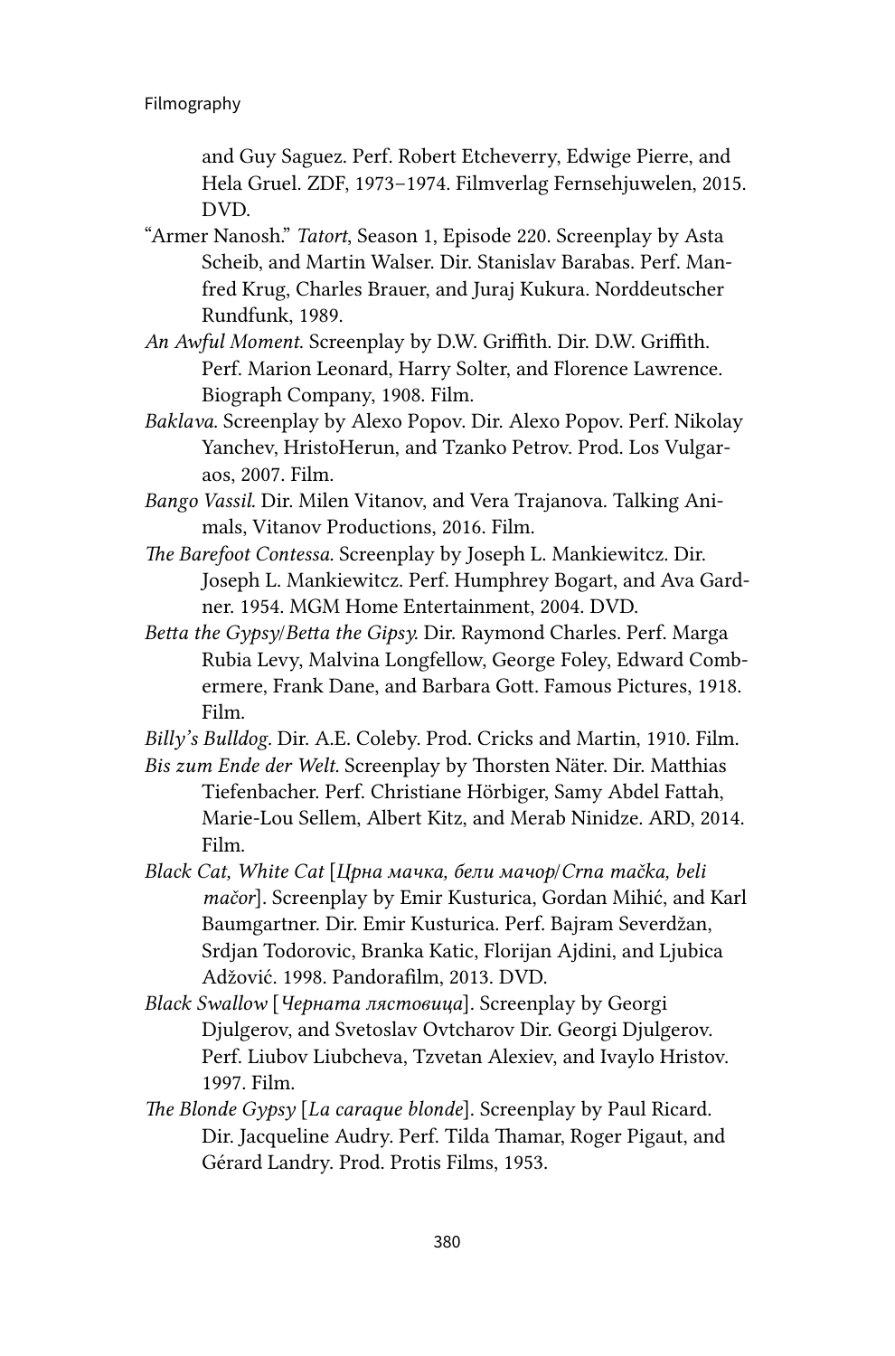and Guy Saguez. Perf. Robert Etcheverry, Edwige Pierre, and Hela Gruel. ZDF, 1973–1974. Filmverlag Fernsehjuwelen, 2015. DVD.

"Armer Nanosh." *Tatort*, Season 1, Episode 220. Screenplay by Asta Scheib, and Martin Walser. Dir. Stanislav Barabas. Perf. Manfred Krug, Charles Brauer, and Juraj Kukura. Norddeutscher Rundfunk, 1989.

*An Awful Moment.* Screenplay by D.W. Griffith. Dir. D.W. Griffith. Perf. Marion Leonard, Harry Solter, and Florence Lawrence. Biograph Company, 1908. Film.

*Baklava.* Screenplay by Alexo Popov. Dir. Alexo Popov. Perf. Nikolay Yanchev, HristoHerun, and Tzanko Petrov. Prod. Los Vulgaraos, 2007. Film.

*Bango Vassil.* Dir. Milen Vitanov, and Vera Trajanova. Talking Animals, Vitanov Productions, 2016. Film.

*The Barefoot Contessa.* Screenplay by Joseph L. Mankiewitcz. Dir. Joseph L. Mankiewitcz. Perf. Humphrey Bogart, and Ava Gardner. 1954. MGM Home Entertainment, 2004. DVD.

*Betta the Gypsy/Betta the Gipsy.* Dir. Raymond Charles. Perf. Marga Rubia Levy, Malvina Longfellow, George Foley, Edward Combermere, Frank Dane, and Barbara Gott. Famous Pictures, 1918. Film.

*Billy's Bulldog.* Dir. A.E. Coleby. Prod. Cricks and Martin, 1910. Film.

*Bis zum Ende der Welt.* Screenplay by Thorsten Näter. Dir. Matthias Tiefenbacher. Perf. Christiane Hörbiger, Samy Abdel Fattah, Marie-Lou Sellem, Albert Kitz, and Merab Ninidze. ARD, 2014. Film.

*Black Cat, White Cat* [*Црна мачка, бели мачор/Crna mačka, beli mačor*]. Screenplay by Emir Kusturica, Gordan Mihić, and Karl Baumgartner. Dir. Emir Kusturica. Perf. Bajram Severdžan, Srdjan Todorovic, Branka Katic, Florijan Ajdini, and Ljubica Adžović. 1998. Pandorafilm, 2013. DVD.

*Black Swallow* [*Черната лястовица*]. Screenplay by Georgi Djulgerov, and Svetoslav Ovtcharov Dir. Georgi Djulgerov. Perf. Liubov Liubcheva, Tzvetan Alexiev, and Ivaylo Hristov. 1997. Film.

*The Blonde Gypsy* [*La caraque blonde*]. Screenplay by Paul Ricard. Dir. Jacqueline Audry. Perf. Tilda Thamar, Roger Pigaut, and Gérard Landry. Prod. Protis Films, 1953.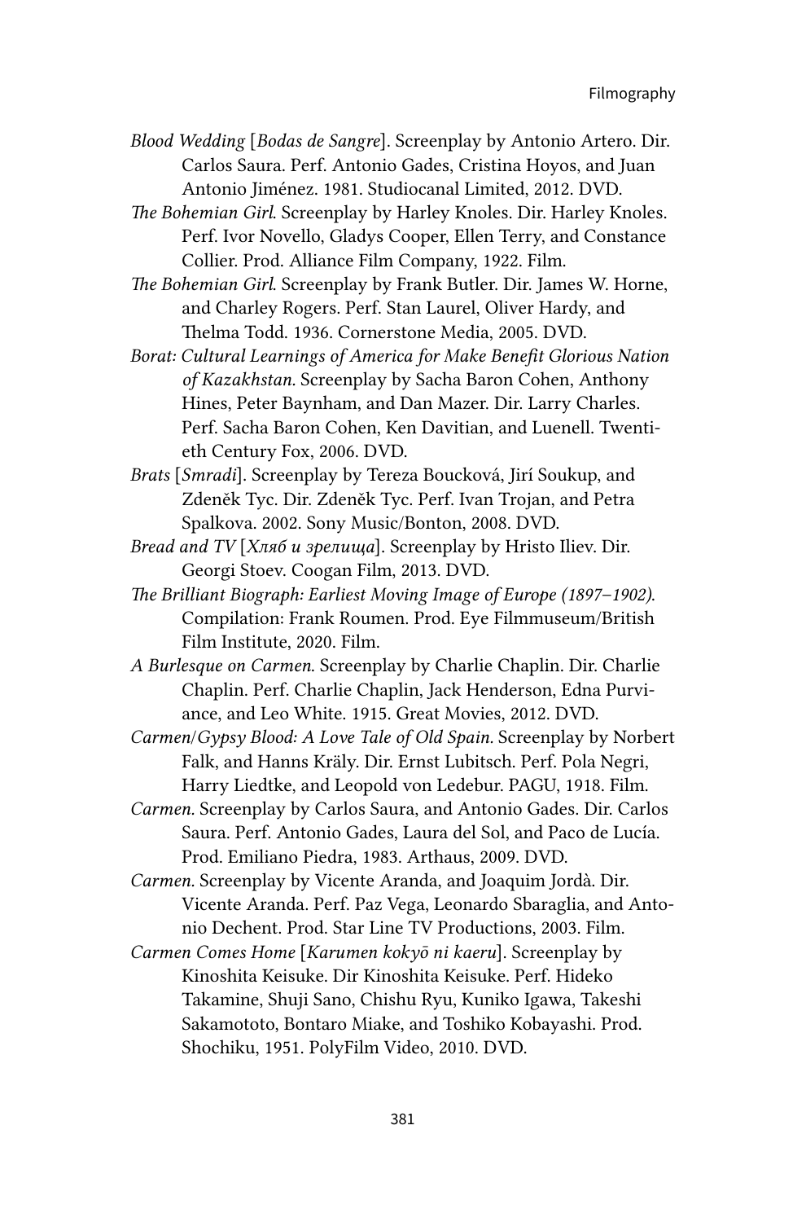*Blood Wedding* [*Bodas de Sangre*]. Screenplay by Antonio Artero. Dir. Carlos Saura. Perf. Antonio Gades, Cristina Hoyos, and Juan Antonio Jiménez. 1981. Studiocanal Limited, 2012. DVD.

*The Bohemian Girl*. Screenplay by Harley Knoles. Dir. Harley Knoles. Perf. Ivor Novello, Gladys Cooper, Ellen Terry, and Constance Collier. Prod. Alliance Film Company, 1922. Film.

*The Bohemian Girl*. Screenplay by Frank Butler. Dir. James W. Horne, and Charley Rogers. Perf. Stan Laurel, Oliver Hardy, and Thelma Todd. 1936. Cornerstone Media, 2005. DVD.

*Borat: Cultural Learnings of America for Make Benefit Glorious Nation of Kazakhstan*. Screenplay by Sacha Baron Cohen, Anthony Hines, Peter Baynham, and Dan Mazer. Dir. Larry Charles. Perf. Sacha Baron Cohen, Ken Davitian, and Luenell. Twentieth Century Fox, 2006. DVD.

*Brats* [*Smradi*]. Screenplay by Tereza Boucková, Jirí Soukup, and Zdeněk Tyc. Dir. Zdeněk Tyc. Perf. Ivan Trojan, and Petra Spalkova. 2002. Sony Music/Bonton, 2008. DVD.

*Bread and TV* [*Хляб и зрелища*]. Screenplay by Hristo Iliev. Dir. Georgi Stoev. Coogan Film, 2013. DVD.

*The Brilliant Biograph: Earliest Moving Image of Europe (1897–1902)*. Compilation: Frank Roumen. Prod. Eye Filmmuseum/British Film Institute, 2020. Film.

*A Burlesque on Carmen*. Screenplay by Charlie Chaplin. Dir. Charlie Chaplin. Perf. Charlie Chaplin, Jack Henderson, Edna Purviance, and Leo White. 1915. Great Movies, 2012. DVD.

*Carmen/Gypsy Blood: A Love Tale of Old Spain*. Screenplay by Norbert Falk, and Hanns Kräly. Dir. Ernst Lubitsch. Perf. Pola Negri, Harry Liedtke, and Leopold von Ledebur. PAGU, 1918. Film.

*Carmen*. Screenplay by Carlos Saura, and Antonio Gades. Dir. Carlos Saura. Perf. Antonio Gades, Laura del Sol, and Paco de Lucía. Prod. Emiliano Piedra, 1983. Arthaus, 2009. DVD.

*Carmen*. Screenplay by Vicente Aranda, and Joaquim Jordà. Dir. Vicente Aranda. Perf. Paz Vega, Leonardo Sbaraglia, and Antonio Dechent. Prod. Star Line TV Productions, 2003. Film.

*Carmen Comes Home* [*Karumen kokyō ni kaeru*]. Screenplay by Kinoshita Keisuke. Dir Kinoshita Keisuke. Perf. Hideko Takamine, Shuji Sano, Chishu Ryu, Kuniko Igawa, Takeshi Sakamototo, Bontaro Miake, and Toshiko Kobayashi. Prod. Shochiku, 1951. PolyFilm Video, 2010. DVD.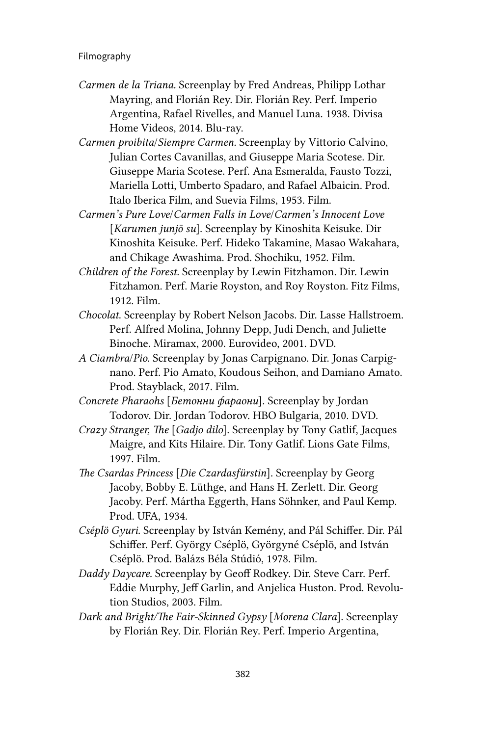*Carmen de la Triana.* Screenplay by Fred Andreas, Philipp Lothar Mayring, and Florián Rey. Dir. Florián Rey. Perf. Imperio Argentina, Rafael Rivelles, and Manuel Luna. 1938. Divisa Home Videos, 2014. Blu-ray.

*Carmen proibita/Siempre Carmen.* Screenplay by Vittorio Calvino, Julian Cortes Cavanillas, and Giuseppe Maria Scotese. Dir. Giuseppe Maria Scotese. Perf. Ana Esmeralda, Fausto Tozzi, Mariella Lotti, Umberto Spadaro, and Rafael Albaicin. Prod. Italo Iberica Film, and Suevia Films, 1953. Film.

*Carmen's Pure Love/Carmen Falls in Love/Carmen's Innocent Love* [*Karumen junjō su*]. Screenplay by Kinoshita Keisuke. Dir Kinoshita Keisuke. Perf. Hideko Takamine, Masao Wakahara, and Chikage Awashima. Prod. Shochiku, 1952. Film.

*Children of the Forest.* Screenplay by Lewin Fitzhamon. Dir. Lewin Fitzhamon. Perf. Marie Royston, and Roy Royston. Fitz Films, 1912. Film.

*Chocolat.* Screenplay by Robert Nelson Jacobs. Dir. Lasse Hallstroem. Perf. Alfred Molina, Johnny Depp, Judi Dench, and Juliette Binoche. Miramax, 2000. Eurovideo, 2001. DVD.

*A Ciambra/Pio.* Screenplay by Jonas Carpignano. Dir. Jonas Carpignano. Perf. Pio Amato, Koudous Seihon, and Damiano Amato. Prod. Stayblack, 2017. Film.

*Concrete Pharaohs* [*Бетонни фараони*]. Screenplay by Jordan Todorov. Dir. Jordan Todorov. HBO Bulgaria, 2010. DVD.

*Crazy Stranger, The* [*Gadjo dilo*]. Screenplay by Tony Gatlif, Jacques Maigre, and Kits Hilaire. Dir. Tony Gatlif. Lions Gate Films, 1997. Film.

*The Csardas Princess* [*Die Czardasfürstin*]. Screenplay by Georg Jacoby, Bobby E. Lüthge, and Hans H. Zerlett. Dir. Georg Jacoby. Perf. Mártha Eggerth, Hans Söhnker, and Paul Kemp. Prod. UFA, 1934.

*Cséplö Gyuri.* Screenplay by István Kemény, and Pál Schiffer. Dir. Pál Schiffer. Perf. György Cséplö, Györgyné Cséplö, and István Cséplö. Prod. Balázs Béla Stúdió, 1978. Film.

*Daddy Daycare.* Screenplay by Geoff Rodkey. Dir. Steve Carr. Perf. Eddie Murphy, Jeff Garlin, and Anjelica Huston. Prod. Revolution Studios, 2003. Film.

*Dark and Bright/The Fair-Skinned Gypsy* [*Morena Clara*]. Screenplay by Florián Rey. Dir. Florián Rey. Perf. Imperio Argentina,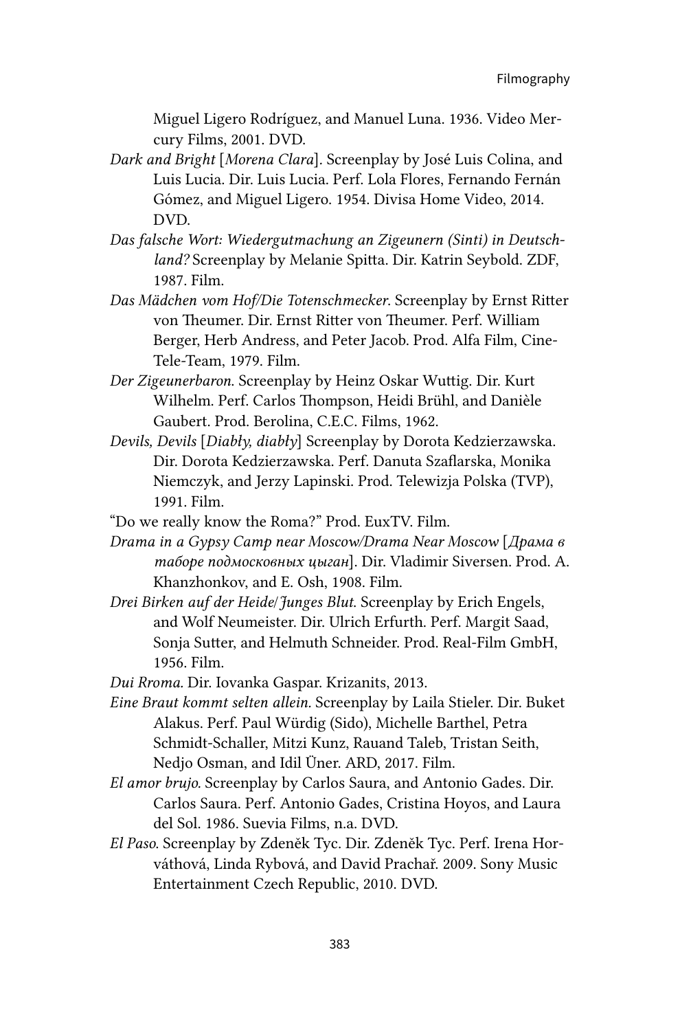Miguel Ligero Rodríguez, and Manuel Luna. 1936. Video Mercury Films, 2001. DVD.

*Dark and Bright* [*Morena Clara*]. Screenplay by José Luis Colina, and Luis Lucia. Dir. Luis Lucia. Perf. Lola Flores, Fernando Fernán Gómez, and Miguel Ligero. 1954. Divisa Home Video, 2014. DVD.

*Das falsche Wort: Wiedergutmachung an Zigeunern (Sinti) in Deutschland?* Screenplay by Melanie Spitta. Dir. Katrin Seybold. ZDF, 1987. Film.

*Das Mädchen vom Hof/Die Totenschmecker*. Screenplay by Ernst Ritter von Theumer. Dir. Ernst Ritter von Theumer. Perf. William Berger, Herb Andress, and Peter Jacob. Prod. Alfa Film, Cine-Tele-Team, 1979. Film.

*Der Zigeunerbaron*. Screenplay by Heinz Oskar Wuttig. Dir. Kurt Wilhelm. Perf. Carlos Thompson, Heidi Brühl, and Danièle Gaubert. Prod. Berolina, C.E.C. Films, 1962.

*Devils, Devils* [*Diabły, diabły*] Screenplay by Dorota Kedzierzawska. Dir. Dorota Kedzierzawska. Perf. Danuta Szaflarska, Monika Niemczyk, and Jerzy Lapinski. Prod. Telewizja Polska (TVP), 1991. Film.

"Do we really know the Roma?" Prod. EuxTV. Film.

*Drama in a Gypsy Camp near Moscow/Drama Near Moscow* [*Драма в таборе подмосковных цыган*]. Dir. Vladimir Siversen. Prod. A. Khanzhonkov, and E. Osh, 1908. Film.

*Drei Birken auf der Heide/Junges Blut*. Screenplay by Erich Engels, and Wolf Neumeister. Dir. Ulrich Erfurth. Perf. Margit Saad, Sonja Sutter, and Helmuth Schneider. Prod. Real-Film GmbH, 1956. Film.

*Dui Rroma*. Dir. Iovanka Gaspar. Krizanits, 2013.

*Eine Braut kommt selten allein*. Screenplay by Laila Stieler. Dir. Buket Alakus. Perf. Paul Würdig (Sido), Michelle Barthel, Petra Schmidt-Schaller, Mitzi Kunz, Rauand Taleb, Tristan Seith, Nedjo Osman, and Idil Üner. ARD, 2017. Film.

*El amor brujo*. Screenplay by Carlos Saura, and Antonio Gades. Dir. Carlos Saura. Perf. Antonio Gades, Cristina Hoyos, and Laura del Sol. 1986. Suevia Films, n.a. DVD.

*El Paso*. Screenplay by Zdeněk Tyc. Dir. Zdeněk Tyc. Perf. Irena Horváthová, Linda Rybová, and David Prachař. 2009. Sony Music Entertainment Czech Republic, 2010. DVD.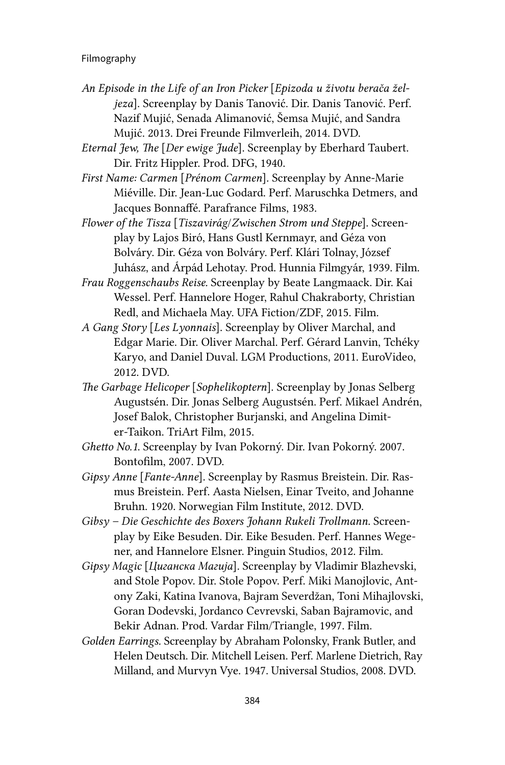*An Episode in the Life of an Iron Picker* [*Epizoda u životu berača željeza*]. Screenplay by Danis Tanović. Dir. Danis Tanović. Perf. Nazif Mujić, Senada Alimanović, Šemsa Mujić, and Sandra Mujić. 2013. Drei Freunde Filmverleih, 2014. DVD.

*Eternal Jew, The* [*Der ewige Jude*]. Screenplay by Eberhard Taubert. Dir. Fritz Hippler. Prod. DFG, 1940.

*First Name: Carmen* [*Prénom Carmen*]. Screenplay by Anne-Marie Miéville. Dir. Jean-Luc Godard. Perf. Maruschka Detmers, and Jacques Bonnaffé. Parafrance Films, 1983.

*Flower of the Tisza* [*Tiszavirág/Zwischen Strom und Steppe*]. Screenplay by Lajos Biró, Hans Gustl Kernmayr, and Géza von Bolváry. Dir. Géza von Bolváry. Perf. Klári Tolnay, József Juhász, and Árpád Lehotay. Prod. Hunnia Filmgyár, 1939. Film.

*Frau Roggenschaubs Reise.* Screenplay by Beate Langmaack. Dir. Kai Wessel. Perf. Hannelore Hoger, Rahul Chakraborty, Christian Redl, and Michaela May. UFA Fiction/ZDF, 2015. Film.

*A Gang Story* [*Les Lyonnais*]. Screenplay by Oliver Marchal, and Edgar Marie. Dir. Oliver Marchal. Perf. Gérard Lanvin, Tchéky Karyo, and Daniel Duval. LGM Productions, 2011. EuroVideo, 2012. DVD.

*The Garbage Helicoper* [*Sophelikoptern*]. Screenplay by Jonas Selberg Augustsén. Dir. Jonas Selberg Augustsén. Perf. Mikael Andrén, Josef Balok, Christopher Burjanski, and Angelina Dimiter-Taikon. TriArt Film, 2015.

*Ghetto No.1.* Screenplay by Ivan Pokorný. Dir. Ivan Pokorný. 2007. Bontofilm, 2007. DVD.

*Gipsy Anne* [*Fante-Anne*]. Screenplay by Rasmus Breistein. Dir. Rasmus Breistein. Perf. Aasta Nielsen, Einar Tveito, and Johanne Bruhn. 1920. Norwegian Film Institute, 2012. DVD.

*Gibsy – Die Geschichte des Boxers Johann Rukeli Trollmann.* Screenplay by Eike Besuden. Dir. Eike Besuden. Perf. Hannes Wegener, and Hannelore Elsner. Pinguin Studios, 2012. Film.

*Gipsy Magic* [*Циганска Магија*]. Screenplay by Vladimir Blazhevski, and Stole Popov. Dir. Stole Popov. Perf. Miki Manojlovic, Antony Zaki, Katina Ivanova, Bajram Severdžan, Toni Mihajlovski, Goran Dodevski, Jordanco Cevrevski, Saban Bajramovic, and Bekir Adnan. Prod. Vardar Film/Triangle, 1997. Film.

*Golden Earrings.* Screenplay by Abraham Polonsky, Frank Butler, and Helen Deutsch. Dir. Mitchell Leisen. Perf. Marlene Dietrich, Ray Milland, and Murvyn Vye. 1947. Universal Studios, 2008. DVD.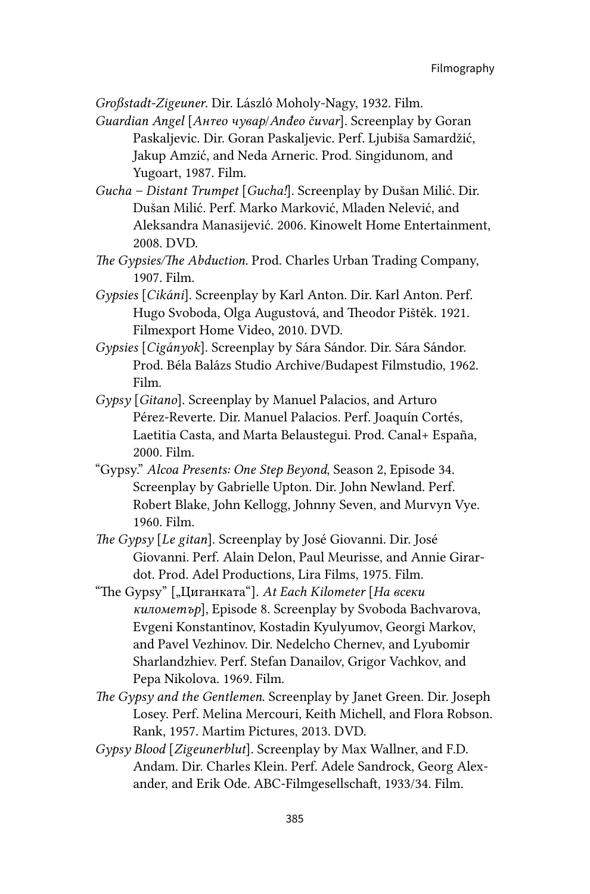*Großstadt-Zigeuner*. Dir. László Moholy-Nagy, 1932. Film.

*Guardian Angel* [*Анѓео чувар/Anđeo čuvar*]. Screenplay by Goran Paskaljevic. Dir. Goran Paskaljevic. Perf. Ljubiša Samardžić, Jakup Amzić, and Neda Arneric. Prod. Singidunom, and Yugoart, 1987. Film.

*Gucha – Distant Trumpet* [*Gucha!*]. Screenplay by Dušan Milić. Dir. Dušan Milić. Perf. Marko Marković, Mladen Nelević, and Aleksandra Manasijević. 2006. Kinowelt Home Entertainment, 2008. DVD.

*The Gypsies/The Abduction.* Prod. Charles Urban Trading Company, 1907. Film.

*Gypsies* [*Cikáni*]. Screenplay by Karl Anton. Dir. Karl Anton. Perf. Hugo Svoboda, Olga Augustová, and Theodor Pištěk. 1921. Filmexport Home Video, 2010. DVD.

*Gypsies* [*Cigányok*]. Screenplay by Sára Sándor. Dir. Sára Sándor. Prod. Béla Balázs Studio Archive/Budapest Filmstudio, 1962. Film.

*Gypsy* [*Gitano*]. Screenplay by Manuel Palacios, and Arturo Pérez-Reverte. Dir. Manuel Palacios. Perf. Joaquín Cortés, Laetitia Casta, and Marta Belaustegui. Prod. Canal+ España, 2000. Film.

"Gypsy." *Alcoa Presents: One Step Beyond*, Season 2, Episode 34. Screenplay by Gabrielle Upton. Dir. John Newland. Perf. Robert Blake, John Kellogg, Johnny Seven, and Murvyn Vye. 1960. Film.

*The Gypsy* [*Le gitan*]. Screenplay by José Giovanni. Dir. José Giovanni. Perf. Alain Delon, Paul Meurisse, and Annie Girardot. Prod. Adel Productions, Lira Films, 1975. Film.

"The Gypsy" [„Циганката"]. *At Each Kilometer* [*На всеки километър*], Episode 8. Screenplay by Svoboda Bachvarova, Evgeni Konstantinov, Kostadin Kyulyumov, Georgi Markov, and Pavel Vezhinov. Dir. Nedelcho Chernev, and Lyubomir Sharlandzhiev. Perf. Stefan Danailov, Grigor Vachkov, and Pepa Nikolova. 1969. Film.

*The Gypsy and the Gentlemen.* Screenplay by Janet Green. Dir. Joseph Losey. Perf. Melina Mercouri, Keith Michell, and Flora Robson. Rank, 1957. Martim Pictures, 2013. DVD.

*Gypsy Blood* [*Zigeunerblut*]. Screenplay by Max Wallner, and F.D. Andam. Dir. Charles Klein. Perf. Adele Sandrock, Georg Alexander, and Erik Ode. ABC-Filmgesellschaft, 1933/34. Film.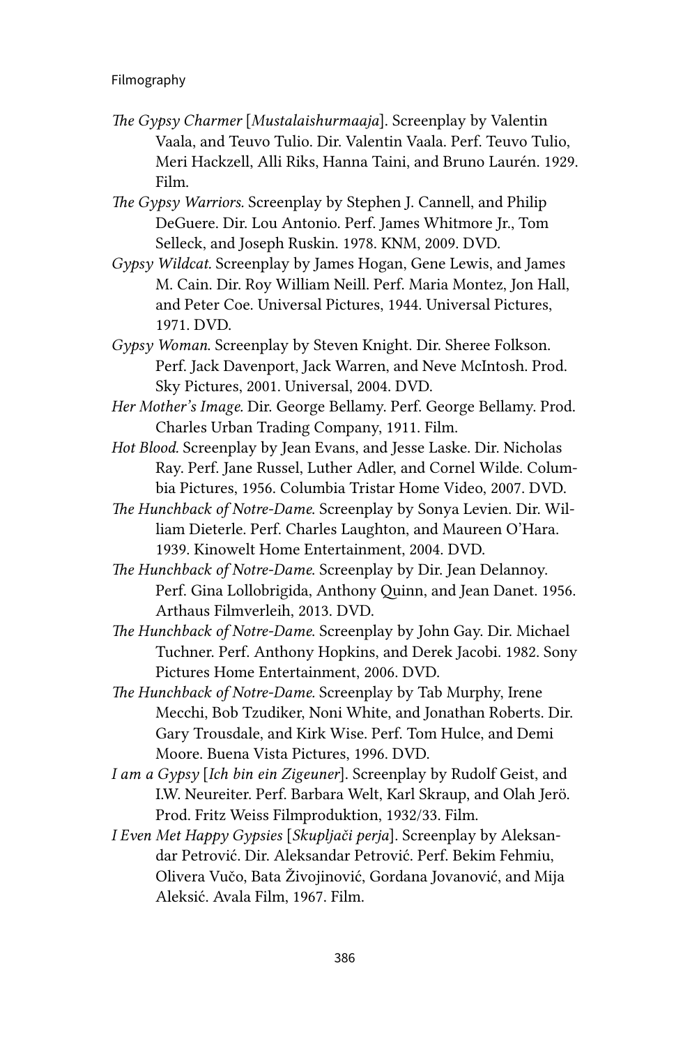*The Gypsy Charmer* [*Mustalaishurmaaja*]. Screenplay by Valentin Vaala, and Teuvo Tulio. Dir. Valentin Vaala. Perf. Teuvo Tulio, Meri Hackzell, Alli Riks, Hanna Taini, and Bruno Laurén. 1929. Film.

*The Gypsy Warriors.* Screenplay by Stephen J. Cannell, and Philip DeGuere. Dir. Lou Antonio. Perf. James Whitmore Jr., Tom Selleck, and Joseph Ruskin. 1978. KNM, 2009. DVD.

*Gypsy Wildcat.* Screenplay by James Hogan, Gene Lewis, and James M. Cain. Dir. Roy William Neill. Perf. Maria Montez, Jon Hall, and Peter Coe. Universal Pictures, 1944. Universal Pictures, 1971. DVD.

*Gypsy Woman.* Screenplay by Steven Knight. Dir. Sheree Folkson. Perf. Jack Davenport, Jack Warren, and Neve McIntosh. Prod. Sky Pictures, 2001. Universal, 2004. DVD.

*Her Mother's Image.* Dir. George Bellamy. Perf. George Bellamy. Prod. Charles Urban Trading Company, 1911. Film.

*Hot Blood.* Screenplay by Jean Evans, and Jesse Laske. Dir. Nicholas Ray. Perf. Jane Russel, Luther Adler, and Cornel Wilde. Columbia Pictures, 1956. Columbia Tristar Home Video, 2007. DVD.

*The Hunchback of Notre-Dame.* Screenplay by Sonya Levien. Dir. William Dieterle. Perf. Charles Laughton, and Maureen O'Hara. 1939. Kinowelt Home Entertainment, 2004. DVD.

*The Hunchback of Notre-Dame.* Screenplay by Dir. Jean Delannoy. Perf. Gina Lollobrigida, Anthony Quinn, and Jean Danet. 1956. Arthaus Filmverleih, 2013. DVD.

*The Hunchback of Notre-Dame.* Screenplay by John Gay. Dir. Michael Tuchner. Perf. Anthony Hopkins, and Derek Jacobi. 1982. Sony Pictures Home Entertainment, 2006. DVD.

*The Hunchback of Notre-Dame.* Screenplay by Tab Murphy, Irene Mecchi, Bob Tzudiker, Noni White, and Jonathan Roberts. Dir. Gary Trousdale, and Kirk Wise. Perf. Tom Hulce, and Demi Moore. Buena Vista Pictures, 1996. DVD.

*I am a Gypsy* [*Ich bin ein Zigeuner*]. Screenplay by Rudolf Geist, and I.W. Neureiter. Perf. Barbara Welt, Karl Skraup, and Olah Jerö. Prod. Fritz Weiss Filmproduktion, 1932/33. Film.

*I Even Met Happy Gypsies* [*Skupljači perja*]. Screenplay by Aleksandar Petrović. Dir. Aleksandar Petrović. Perf. Bekim Fehmiu, Olivera Vučo, Bata Živojinović, Gordana Jovanović, and Mija Aleksić. Avala Film, 1967. Film.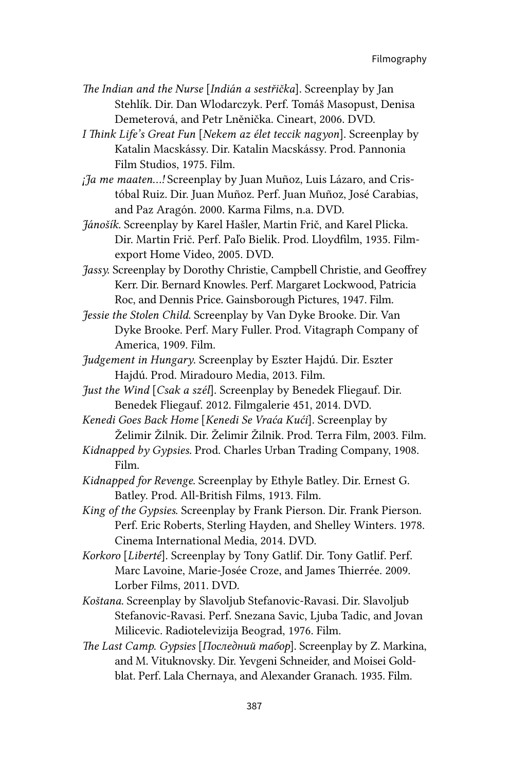*The Indian and the Nurse* [*Indián a sestřička*]. Screenplay by Jan Stehlík. Dir. Dan Wlodarczyk. Perf. Tomáš Masopust, Denisa Demeterová, and Petr Lněnička. Cineart, 2006. DVD.

*I Think Life's Great Fun* [*Nekem az élet teccik nagyon*]. Screenplay by Katalin Macskássy. Dir. Katalin Macskássy. Prod. Pannonia Film Studios, 1975. Film.

*¡Ja me maaten…!* Screenplay by Juan Muñoz, Luis Lázaro, and Cristóbal Ruiz. Dir. Juan Muñoz. Perf. Juan Muñoz, José Carabias, and Paz Aragón. 2000. Karma Films, n.a. DVD.

*Jánošík*. Screenplay by Karel Hašler, Martin Frič, and Karel Plicka. Dir. Martin Frič. Perf. Paľo Bielik. Prod. Lloydfilm, 1935. Filmexport Home Video, 2005. DVD.

*Jassy*. Screenplay by Dorothy Christie, Campbell Christie, and Geoffrey Kerr. Dir. Bernard Knowles. Perf. Margaret Lockwood, Patricia Roc, and Dennis Price. Gainsborough Pictures, 1947. Film.

*Jessie the Stolen Child*. Screenplay by Van Dyke Brooke. Dir. Van Dyke Brooke. Perf. Mary Fuller. Prod. Vitagraph Company of America, 1909. Film.

*Judgement in Hungary*. Screenplay by Eszter Hajdú. Dir. Eszter Hajdú. Prod. Miradouro Media, 2013. Film.

*Just the Wind* [*Csak a szél*]. Screenplay by Benedek Fliegauf. Dir. Benedek Fliegauf. 2012. Filmgalerie 451, 2014. DVD.

*Kenedi Goes Back Home* [*Kenedi Se Vraća Kući*]. Screenplay by Želimir Žilnik. Dir. Želimir Žilnik. Prod. Terra Film, 2003. Film.

*Kidnapped by Gypsies*. Prod. Charles Urban Trading Company, 1908. Film.

*Kidnapped for Revenge*. Screenplay by Ethyle Batley. Dir. Ernest G. Batley. Prod. All-British Films, 1913. Film.

*King of the Gypsies*. Screenplay by Frank Pierson. Dir. Frank Pierson. Perf. Eric Roberts, Sterling Hayden, and Shelley Winters. 1978. Cinema International Media, 2014. DVD.

*Korkoro* [*Liberté*]. Screenplay by Tony Gatlif. Dir. Tony Gatlif. Perf. Marc Lavoine, Marie-Josée Croze, and James Thierrée. 2009. Lorber Films, 2011. DVD.

*Koštana*. Screenplay by Slavoljub Stefanovic-Ravasi. Dir. Slavoljub Stefanovic-Ravasi. Perf. Snezana Savic, Ljuba Tadic, and Jovan Milicevic. Radiotelevizija Beograd, 1976. Film.

*The Last Camp. Gypsies* [*Последний табор*]. Screenplay by Z. Markina, and M. Vituknovsky. Dir. Yevgeni Schneider, and Moisei Goldblat. Perf. Lala Chernaya, and Alexander Granach. 1935. Film.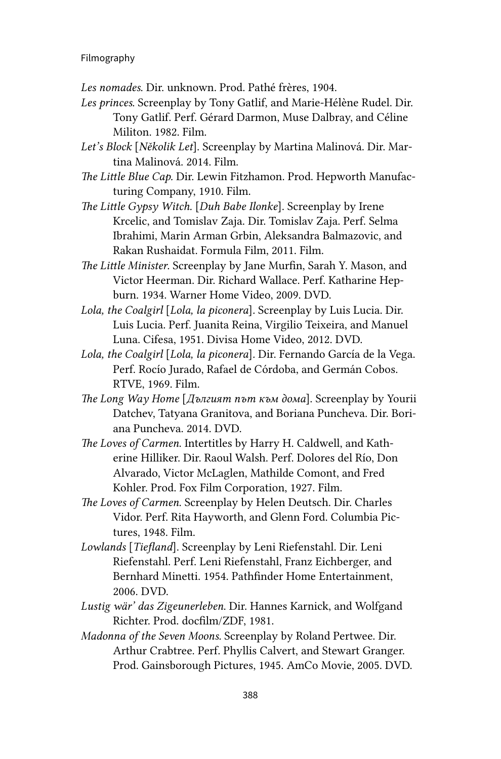*Les nomades*. Dir. unknown. Prod. Pathé frères, 1904.

*Les princes*. Screenplay by Tony Gatlif, and Marie-Hélène Rudel. Dir. Tony Gatlif. Perf. Gérard Darmon, Muse Dalbray, and Céline Militon. 1982. Film.

*Let's Block* [*Několik Let*]. Screenplay by Martina Malinová. Dir. Martina Malinová. 2014. Film.

*The Little Blue Cap*. Dir. Lewin Fitzhamon. Prod. Hepworth Manufacturing Company, 1910. Film.

*The Little Gypsy Witch*. [*Duh Babe Ilonke*]. Screenplay by Irene Krcelic, and Tomislav Zaja. Dir. Tomislav Zaja. Perf. Selma Ibrahimi, Marin Arman Grbin, Aleksandra Balmazovic, and Rakan Rushaidat. Formula Film, 2011. Film.

*The Little Minister*. Screenplay by Jane Murfin, Sarah Y. Mason, and Victor Heerman. Dir. Richard Wallace. Perf. Katharine Hepburn. 1934. Warner Home Video, 2009. DVD.

*Lola, the Coalgirl* [*Lola, la piconera*]. Screenplay by Luis Lucia. Dir. Luis Lucia. Perf. Juanita Reina, Virgilio Teixeira, and Manuel Luna. Cifesa, 1951. Divisa Home Video, 2012. DVD.

*Lola, the Coalgirl* [*Lola, la piconera*]. Dir. Fernando García de la Vega. Perf. Rocío Jurado, Rafael de Córdoba, and Germán Cobos. RTVE, 1969. Film.

*The Long Way Home* [*Дългият път към дома*]. Screenplay by Yourii Datchev, Tatyana Granitova, and Boriana Puncheva. Dir. Boriana Puncheva. 2014. DVD.

*The Loves of Carmen*. Intertitles by Harry H. Caldwell, and Katherine Hilliker. Dir. Raoul Walsh. Perf. Dolores del Río, Don Alvarado, Victor McLaglen, Mathilde Comont, and Fred Kohler. Prod. Fox Film Corporation, 1927. Film.

*The Loves of Carmen*. Screenplay by Helen Deutsch. Dir. Charles Vidor. Perf. Rita Hayworth, and Glenn Ford. Columbia Pictures, 1948. Film.

*Lowlands* [*Tiefland*]. Screenplay by Leni Riefenstahl. Dir. Leni Riefenstahl. Perf. Leni Riefenstahl, Franz Eichberger, and Bernhard Minetti. 1954. Pathfinder Home Entertainment, 2006. DVD.

*Lustig wär' das Zigeunerleben*. Dir. Hannes Karnick, and Wolfgand Richter. Prod. docfilm/ZDF, 1981.

*Madonna of the Seven Moons*. Screenplay by Roland Pertwee. Dir. Arthur Crabtree. Perf. Phyllis Calvert, and Stewart Granger. Prod. Gainsborough Pictures, 1945. AmCo Movie, 2005. DVD.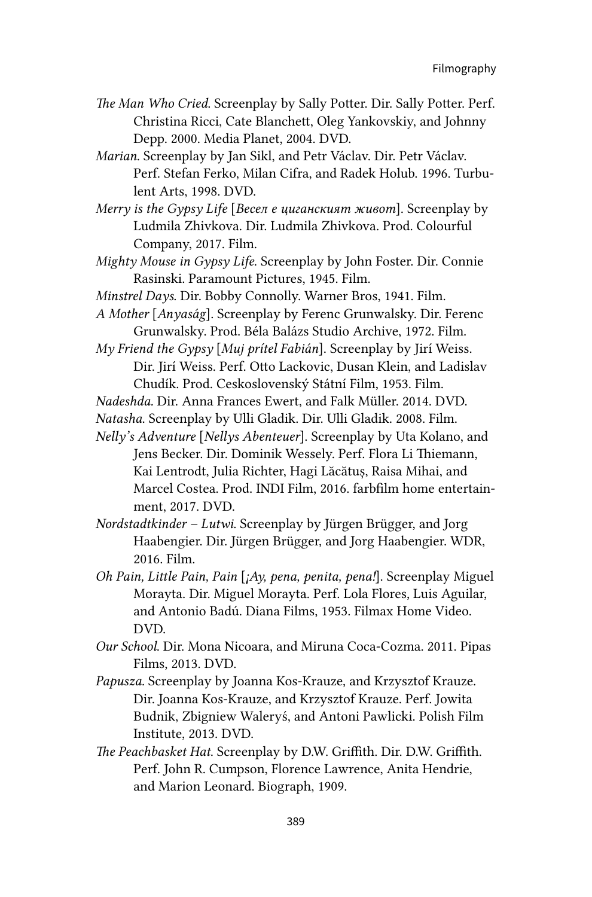*The Man Who Cried*. Screenplay by Sally Potter. Dir. Sally Potter. Perf. Christina Ricci, Cate Blanchett, Oleg Yankovskiy, and Johnny Depp. 2000. Media Planet, 2004. DVD.

*Marian*. Screenplay by Jan Sikl, and Petr Václav. Dir. Petr Václav. Perf. Stefan Ferko, Milan Cifra, and Radek Holub. 1996. Turbulent Arts, 1998. DVD.

*Merry is the Gypsy Life* [*Весел е циганският живот*]. Screenplay by Ludmila Zhivkova. Dir. Ludmila Zhivkova. Prod. Colourful Company, 2017. Film.

*Mighty Mouse in Gypsy Life*. Screenplay by John Foster. Dir. Connie Rasinski. Paramount Pictures, 1945. Film.

*Minstrel Days*. Dir. Bobby Connolly. Warner Bros, 1941. Film.

*A Mother* [*Anyaság*]. Screenplay by Ferenc Grunwalsky. Dir. Ferenc Grunwalsky. Prod. Béla Balázs Studio Archive, 1972. Film.

*My Friend the Gypsy* [*Muj prítel Fabián*]. Screenplay by Jirí Weiss. Dir. Jirí Weiss. Perf. Otto Lackovic, Dusan Klein, and Ladislav Chudík. Prod. Ceskoslovenský Státní Film, 1953. Film.

*Nadeshda.* Dir. Anna Frances Ewert, and Falk Müller. 2014. DVD.

*Natasha*. Screenplay by Ulli Gladik. Dir. Ulli Gladik. 2008. Film.

*Nelly's Adventure* [*Nellys Abenteuer*]. Screenplay by Uta Kolano, and Jens Becker. Dir. Dominik Wessely. Perf. Flora Li Thiemann, Kai Lentrodt, Julia Richter, Hagi Lăcătuș, Raisa Mihai, and Marcel Costea. Prod. INDI Film, 2016. farbfilm home entertainment, 2017. DVD.

*Nordstadtkinder – Lutwi*. Screenplay by Jürgen Brügger, and Jorg Haabengier. Dir. Jürgen Brügger, and Jorg Haabengier. WDR, 2016. Film.

*Oh Pain, Little Pain, Pain* [*¡Ay, pena, penita, pena!*]. Screenplay Miguel Morayta. Dir. Miguel Morayta. Perf. Lola Flores, Luis Aguilar, and Antonio Badú. Diana Films, 1953. Filmax Home Video. DVD.

*Our School*. Dir. Mona Nicoara, and Miruna Coca-Cozma. 2011. Pipas Films, 2013. DVD.

*Papusza.* Screenplay by Joanna Kos-Krauze, and Krzysztof Krauze. Dir. Joanna Kos-Krauze, and Krzysztof Krauze. Perf. Jowita Budnik, Zbigniew Waleryś, and Antoni Pawlicki. Polish Film Institute, 2013. DVD.

*The Peachbasket Hat*. Screenplay by D.W. Griffith. Dir. D.W. Griffith. Perf. John R. Cumpson, Florence Lawrence, Anita Hendrie, and Marion Leonard. Biograph, 1909.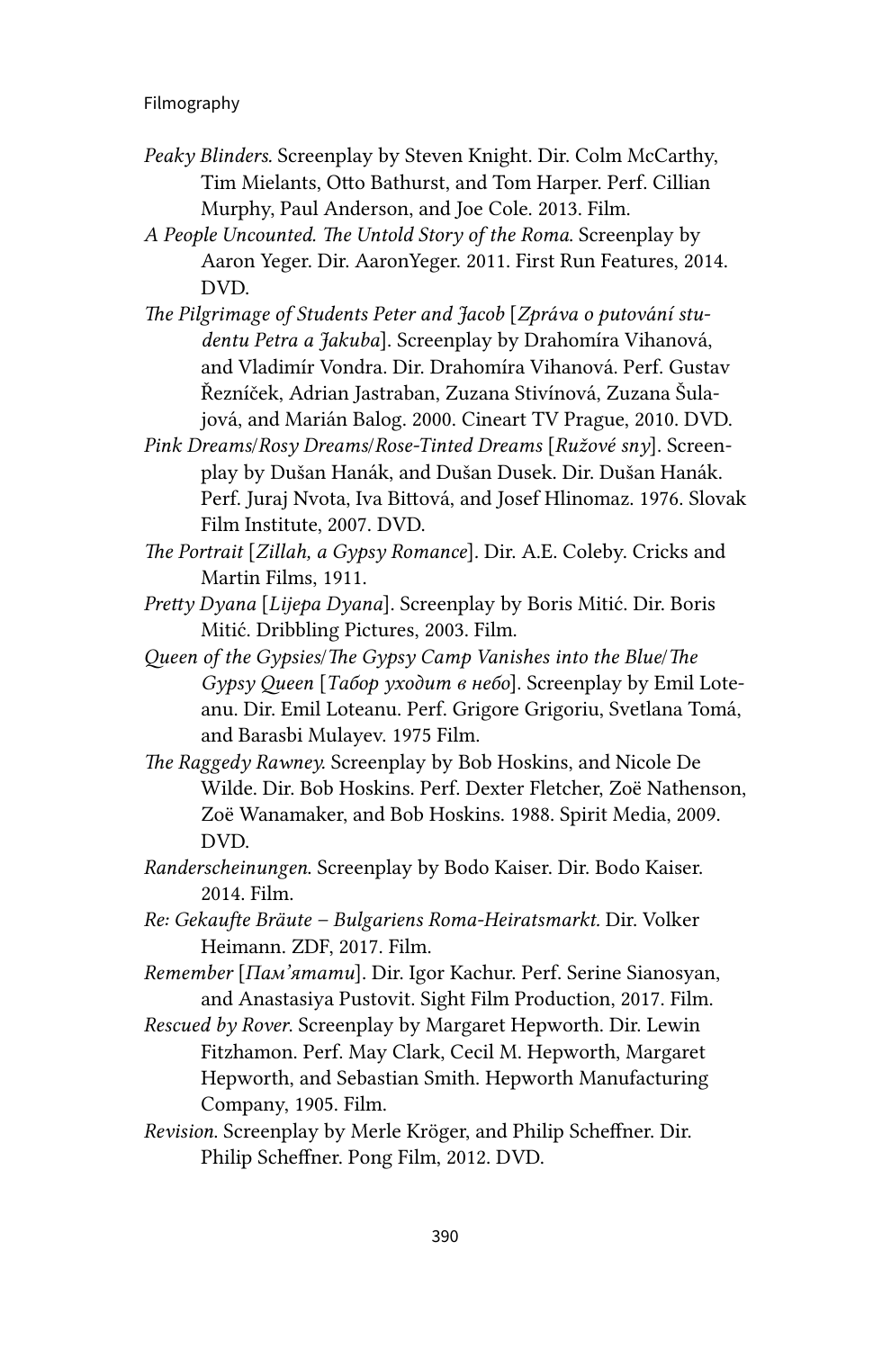*Peaky Blinders.* Screenplay by Steven Knight. Dir. Colm McCarthy, Tim Mielants, Otto Bathurst, and Tom Harper. Perf. Cillian Murphy, Paul Anderson, and Joe Cole. 2013. Film.

*A People Uncounted. The Untold Story of the Roma.* Screenplay by Aaron Yeger. Dir. AaronYeger. 2011. First Run Features, 2014. DVD.

*The Pilgrimage of Students Peter and Jacob* [*Zpráva o putování studentu Petra a Jakuba*]. Screenplay by Drahomíra Vihanová, and Vladimír Vondra. Dir. Drahomíra Vihanová. Perf. Gustav Řezníček, Adrian Jastraban, Zuzana Stivínová, Zuzana Šulajová, and Marián Balog. 2000. Cineart TV Prague, 2010. DVD.

*Pink Dreams/Rosy Dreams/Rose-Tinted Dreams* [*Ružové sny*]. Screenplay by Dušan Hanák, and Dušan Dusek. Dir. Dušan Hanák. Perf. Juraj Nvota, Iva Bittová, and Josef Hlinomaz. 1976. Slovak Film Institute, 2007. DVD.

*The Portrait* [*Zillah, a Gypsy Romance*]. Dir. A.E. Coleby. Cricks and Martin Films, 1911.

*Pretty Dyana* [*Lijepa Dyana*]. Screenplay by Boris Mitić. Dir. Boris Mitić. Dribbling Pictures, 2003. Film.

*Queen of the Gypsies/The Gypsy Camp Vanishes into the Blue/The Gypsy Queen* [*Табор уходит в небо*]. Screenplay by Emil Loteanu. Dir. Emil Loteanu. Perf. Grigore Grigoriu, Svetlana Tomá, and Barasbi Mulayev. 1975 Film.

*The Raggedy Rawney.* Screenplay by Bob Hoskins, and Nicole De Wilde. Dir. Bob Hoskins. Perf. Dexter Fletcher, Zoë Nathenson, Zoë Wanamaker, and Bob Hoskins. 1988. Spirit Media, 2009. DVD.

*Randerscheinungen.* Screenplay by Bodo Kaiser. Dir. Bodo Kaiser. 2014. Film.

*Re: Gekaufte Bräute – Bulgariens Roma-Heiratsmarkt.* Dir. Volker Heimann. ZDF, 2017. Film.

*Remember* [*Пам'ятати*]. Dir. Igor Kachur. Perf. Serine Sianosyan, and Anastasiya Pustovit. Sight Film Production, 2017. Film.

*Rescued by Rover.* Screenplay by Margaret Hepworth. Dir. Lewin Fitzhamon. Perf. May Clark, Cecil M. Hepworth, Margaret Hepworth, and Sebastian Smith. Hepworth Manufacturing Company, 1905. Film.

*Revision.* Screenplay by Merle Kröger, and Philip Scheffner. Dir. Philip Scheffner. Pong Film, 2012. DVD.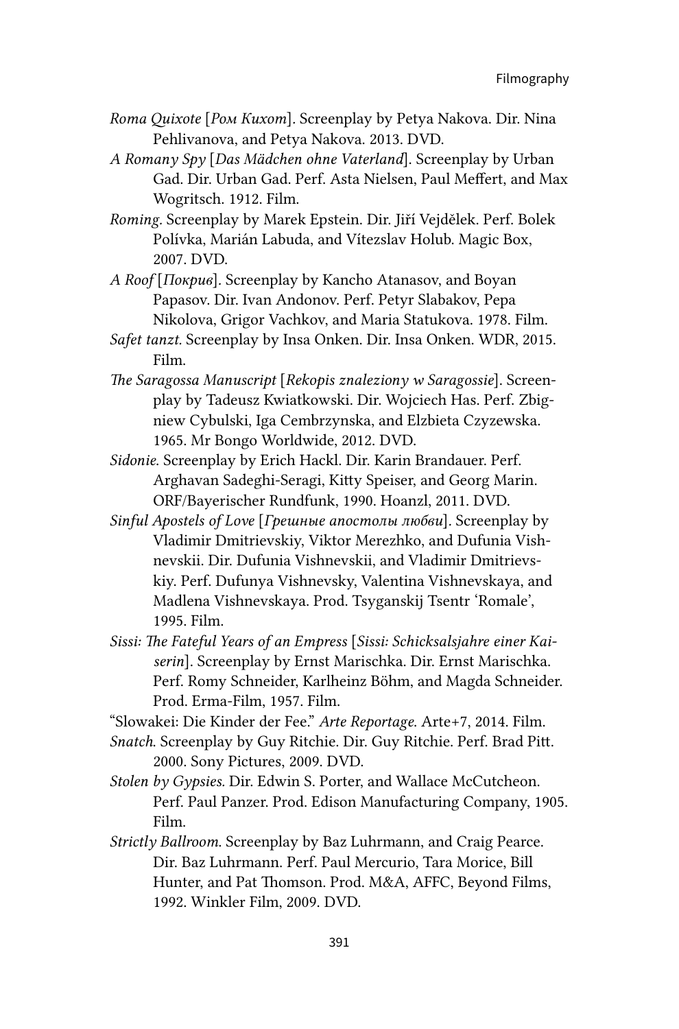*Roma Quixote* [*Ром Кихот*]. Screenplay by Petya Nakova. Dir. Nina Pehlivanova, and Petya Nakova. 2013. DVD.

*A Romany Spy* [*Das Mädchen ohne Vaterland*]. Screenplay by Urban Gad. Dir. Urban Gad. Perf. Asta Nielsen, Paul Meffert, and Max Wogritsch. 1912. Film.

*Roming*. Screenplay by Marek Epstein. Dir. Jiří Vejdělek. Perf. Bolek Polívka, Marián Labuda, and Vítezslav Holub. Magic Box, 2007. DVD.

*A Roof* [*Покрив*]. Screenplay by Kancho Atanasov, and Boyan Papasov. Dir. Ivan Andonov. Perf. Petyr Slabakov, Pepa Nikolova, Grigor Vachkov, and Maria Statukova. 1978. Film.

*Safet tanzt*. Screenplay by Insa Onken. Dir. Insa Onken. WDR, 2015. Film.

*The Saragossa Manuscript* [*Rekopis znaleziony w Saragossie*]. Screenplay by Tadeusz Kwiatkowski. Dir. Wojciech Has. Perf. Zbigniew Cybulski, Iga Cembrzynska, and Elzbieta Czyzewska. 1965. Mr Bongo Worldwide, 2012. DVD.

*Sidonie*. Screenplay by Erich Hackl. Dir. Karin Brandauer. Perf. Arghavan Sadeghi-Seragi, Kitty Speiser, and Georg Marin. ORF/Bayerischer Rundfunk, 1990. Hoanzl, 2011. DVD.

*Sinful Apostels of Love* [*Грешные апостолы любви*]. Screenplay by Vladimir Dmitrievskiy, Viktor Merezhko, and Dufunia Vishnevskii. Dir. Dufunia Vishnevskii, and Vladimir Dmitrievskiy. Perf. Dufunya Vishnevsky, Valentina Vishnevskaya, and Madlena Vishnevskaya. Prod. Tsyganskij Tsentr 'Romale', 1995. Film.

*Sissi: The Fateful Years of an Empress* [*Sissi: Schicksalsjahre einer Kaiserin*]. Screenplay by Ernst Marischka. Dir. Ernst Marischka. Perf. Romy Schneider, Karlheinz Böhm, and Magda Schneider. Prod. Erma-Film, 1957. Film.

"Slowakei: Die Kinder der Fee." *Arte Reportage*. Arte+7, 2014. Film.

*Snatch*. Screenplay by Guy Ritchie. Dir. Guy Ritchie. Perf. Brad Pitt. 2000. Sony Pictures, 2009. DVD.

*Stolen by Gypsies*. Dir. Edwin S. Porter, and Wallace McCutcheon. Perf. Paul Panzer. Prod. Edison Manufacturing Company, 1905. Film.

*Strictly Ballroom*. Screenplay by Baz Luhrmann, and Craig Pearce. Dir. Baz Luhrmann. Perf. Paul Mercurio, Tara Morice, Bill Hunter, and Pat Thomson. Prod. M&A, AFFC, Beyond Films, 1992. Winkler Film, 2009. DVD.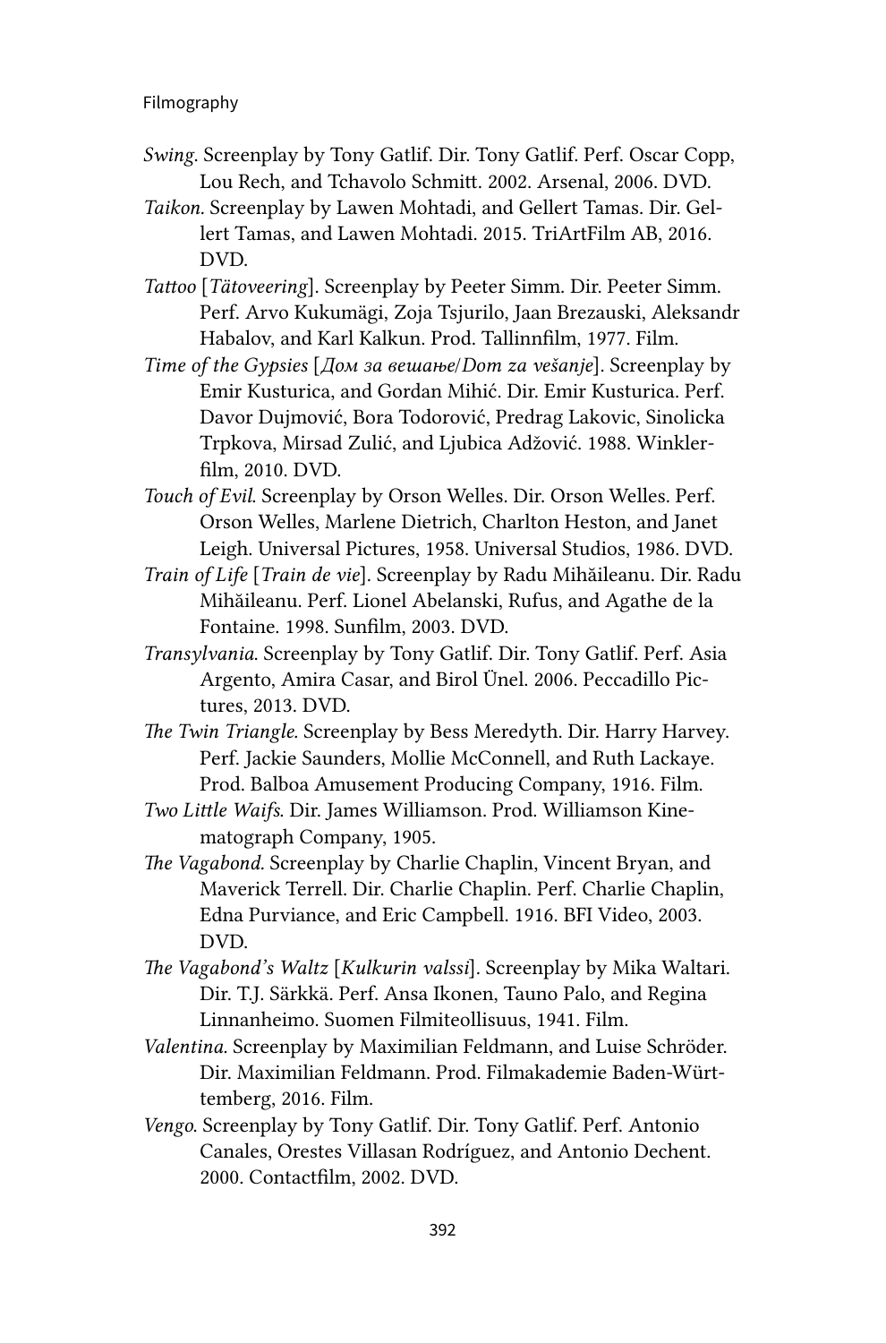*Swing*. Screenplay by Tony Gatlif. Dir. Tony Gatlif. Perf. Oscar Copp, Lou Rech, and Tchavolo Schmitt. 2002. Arsenal, 2006. DVD.

*Taikon*. Screenplay by Lawen Mohtadi, and Gellert Tamas. Dir. Gellert Tamas, and Lawen Mohtadi. 2015. TriArtFilm AB, 2016. DVD.

*Tattoo* [*Tätoveering*]. Screenplay by Peeter Simm. Dir. Peeter Simm. Perf. Arvo Kukumägi, Zoja Tsjurilo, Jaan Brezauski, Aleksandr Habalov, and Karl Kalkun. Prod. Tallinnfilm, 1977. Film.

*Time of the Gypsies* [*Дом за вешање/Dom za vešanje*]. Screenplay by Emir Kusturica, and Gordan Mihić. Dir. Emir Kusturica. Perf. Davor Dujmović, Bora Todorović, Predrag Lakovic, Sinolicka Trpkova, Mirsad Zulić, and Ljubica Adžović. 1988. Winklerfilm, 2010. DVD.

*Touch of Evil*. Screenplay by Orson Welles. Dir. Orson Welles. Perf. Orson Welles, Marlene Dietrich, Charlton Heston, and Janet Leigh. Universal Pictures, 1958. Universal Studios, 1986. DVD.

*Train of Life* [*Train de vie*]. Screenplay by Radu Mihăileanu. Dir. Radu Mihăileanu. Perf. Lionel Abelanski, Rufus, and Agathe de la Fontaine. 1998. Sunfilm, 2003. DVD.

*Transylvania*. Screenplay by Tony Gatlif. Dir. Tony Gatlif. Perf. Asia Argento, Amira Casar, and Birol Ünel. 2006. Peccadillo Pictures, 2013. DVD.

*The Twin Triangle*. Screenplay by Bess Meredyth. Dir. Harry Harvey. Perf. Jackie Saunders, Mollie McConnell, and Ruth Lackaye. Prod. Balboa Amusement Producing Company, 1916. Film.

*Two Little Waifs*. Dir. James Williamson. Prod. Williamson Kinematograph Company, 1905.

*The Vagabond*. Screenplay by Charlie Chaplin, Vincent Bryan, and Maverick Terrell. Dir. Charlie Chaplin. Perf. Charlie Chaplin, Edna Purviance, and Eric Campbell. 1916. BFI Video, 2003. DVD.

*The Vagabond's Waltz* [*Kulkurin valssi*]. Screenplay by Mika Waltari. Dir. T.J. Särkkä. Perf. Ansa Ikonen, Tauno Palo, and Regina Linnanheimo. Suomen Filmiteollisuus, 1941. Film.

*Valentina*. Screenplay by Maximilian Feldmann, and Luise Schröder. Dir. Maximilian Feldmann. Prod. Filmakademie Baden-Württemberg, 2016. Film.

*Vengo*. Screenplay by Tony Gatlif. Dir. Tony Gatlif. Perf. Antonio Canales, Orestes Villasan Rodríguez, and Antonio Dechent. 2000. Contactfilm, 2002. DVD.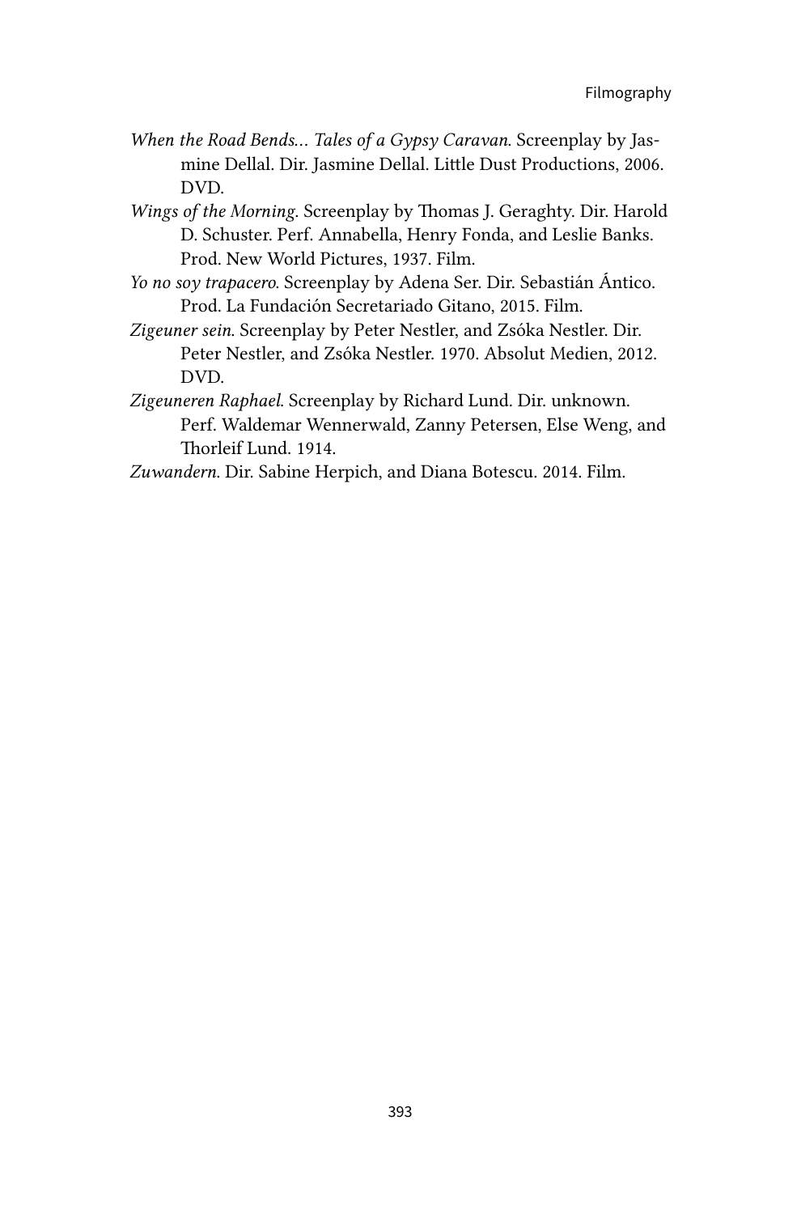*When the Road Bends… Tales of a Gypsy Caravan*. Screenplay by Jasmine Dellal. Dir. Jasmine Dellal. Little Dust Productions, 2006. DVD.

*Wings of the Morning*. Screenplay by Thomas J. Geraghty. Dir. Harold D. Schuster. Perf. Annabella, Henry Fonda, and Leslie Banks. Prod. New World Pictures, 1937. Film.

*Yo no soy trapacero*. Screenplay by Adena Ser. Dir. Sebastián Ántico. Prod. La Fundación Secretariado Gitano, 2015. Film.

*Zigeuner sein*. Screenplay by Peter Nestler, and Zsóka Nestler. Dir. Peter Nestler, and Zsóka Nestler. 1970. Absolut Medien, 2012. DVD.

*Zigeuneren Raphael*. Screenplay by Richard Lund. Dir. unknown. Perf. Waldemar Wennerwald, Zanny Petersen, Else Weng, and Thorleif Lund. 1914.

*Zuwandern*. Dir. Sabine Herpich, and Diana Botescu. 2014. Film.